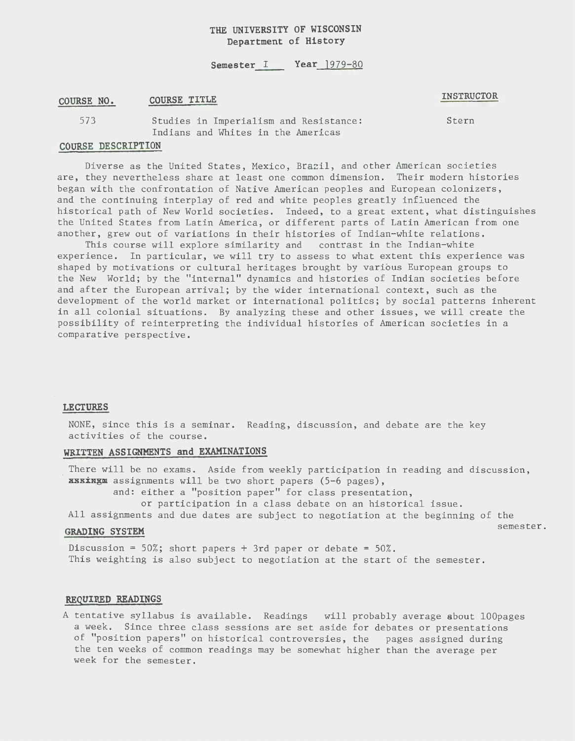# THE UNIVERSITY OF WISCONSIN
## Department of History

Semester I Year 1979-80

| COURSE NO. | COURSE TITLE | INSTRUCTOR |
|---|---|---|
| 573 | Studies in Imperialism and Resistance: Indians and Whites in the Americas | Stern |

## COURSE DESCRIPTION

Diverse as the United States, Mexico, Brazil, and other American societies are, they nevertheless share at least one common dimension. Their modern histories began with the confrontation of Native American peoples and European colonizers, and the continuing interplay of red and white peoples greatly influenced the historical path of New World societies. Indeed, to a great extent, what distinguishes the United States from Latin America, or different parts of Latin American from one another, grew out of variations in their histories of Indian-white relations.

This course will explore similarity and contrast in the Indian-white experience. In particular, we will try to assess to what extent this experience was shaped by motivations or cultural heritages brought by various European groups to the New World; by the "internal" dynamics and histories of Indian societies before and after the European arrival; by the wider international context, such as the development of the world market or international politics; by social patterns inherent in all colonial situations. By analyzing these and other issues, we will create the possibility of reinterpreting the individual histories of American societies in a comparative perspective.

## LECTURES

NONE, since this is a seminar. Reading, discussion, and debate are the key activities of the course.

## WRITTEN ASSIGNMENTS and EXAMINATIONS

There will be no exams. Aside from weekly participation in reading and discussion, ~~assingm~~ assignments will be two short papers (5-6 pages),
and: either a "position paper" for class presentation,
or participation in a class debate on an historical issue.
All assignments and due dates are subject to negotiation at the beginning of the semester.

## GRADING SYSTEM

Discussion = 50%; short papers + 3rd paper or debate = 50%.
This weighting is also subject to negotiation at the start of the semester.

## REQUIRED READINGS

A tentative syllabus is available. Readings will probably average about 100pages a week. Since three class sessions are set aside for debates or presentations of "position papers" on historical controversies, the pages assigned during the ten weeks of common readings may be somewhat higher than the average per week for the semester.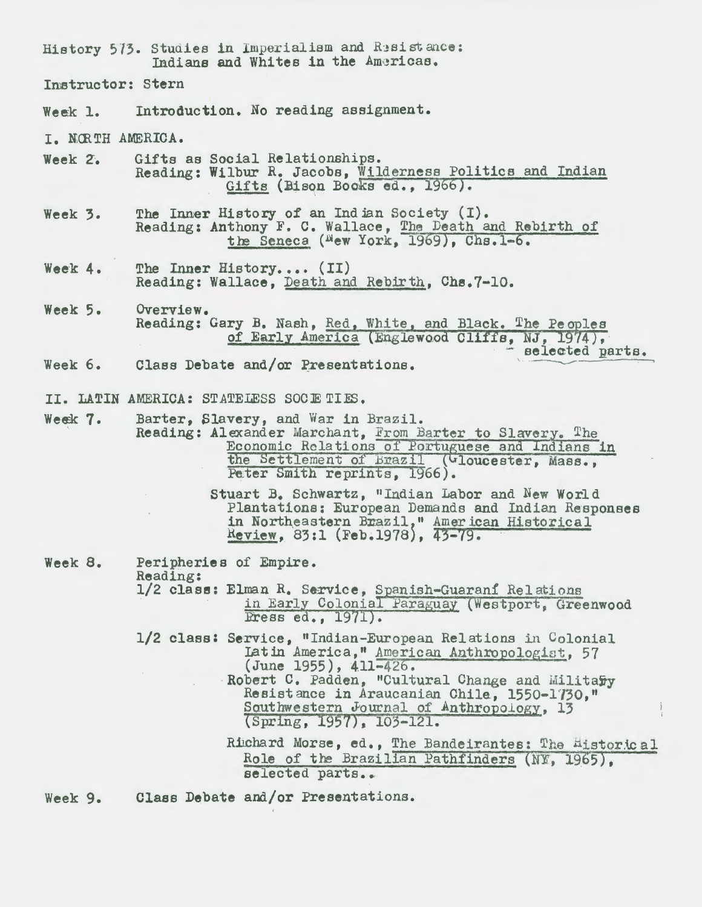History 573. Studies in Imperialism and Resistance:
Indians and Whites in the Americas.

Instructor: Stern

Week 1. Introduction. No reading assignment.

I. NORTH AMERICA.

Week 2. Gifts as Social Relationships.
Reading: Wilbur R. Jacobs, Wilderness Politics and Indian Gifts (Bison Books ed., 1966).

Week 3. The Inner History of an Indian Society (I).
Reading: Anthony F. C. Wallace, The Death and Rebirth of the Seneca (New York, 1969), Chs.1-6.

Week 4. The Inner History.... (II)
Reading: Wallace, Death and Rebirth, Chs.7-10.

Week 5. Overview.
Reading: Gary B. Nash, Red, White, and Black. The Peoples of Early America (Englewood Cliffs, NJ, 1974), selected parts.

Week 6. Class Debate and/or Presentations.

II. LATIN AMERICA: STATELESS SOCIETIES.

Week 7. Barter, Slavery, and War in Brazil.
Reading: Alexander Marchant, From Barter to Slavery. The Economic Relations of Portuguese and Indians in the Settlement of Brazil (Gloucester, Mass., Peter Smith reprints, 1966).

Stuart B. Schwartz, "Indian Labor and New World Plantations: European Demands and Indian Responses in Northeastern Brazil," American Historical Review, 83:1 (Feb.1978), 43-79.

Week 8. Peripheries of Empire.
Reading:
1/2 class: Elman R. Service, Spanish-Guaraní Relations in Early Colonial Paraguay (Westport, Greenwood Press ed., 1971).

1/2 class: Service, "Indian-European Relations in Colonial Latin America," American Anthropologist, 57 (June 1955), 411-426.
Robert C. Padden, "Cultural Change and Military Resistance in Araucanian Chile, 1550-1730," Southwestern Journal of Anthropology, 13 (Spring, 1957), 103-121.

Richard Morse, ed., The Bandeirantes: The Historical Role of the Brazilian Pathfinders (NY, 1965), selected parts..

Week 9. Class Debate and/or Presentations.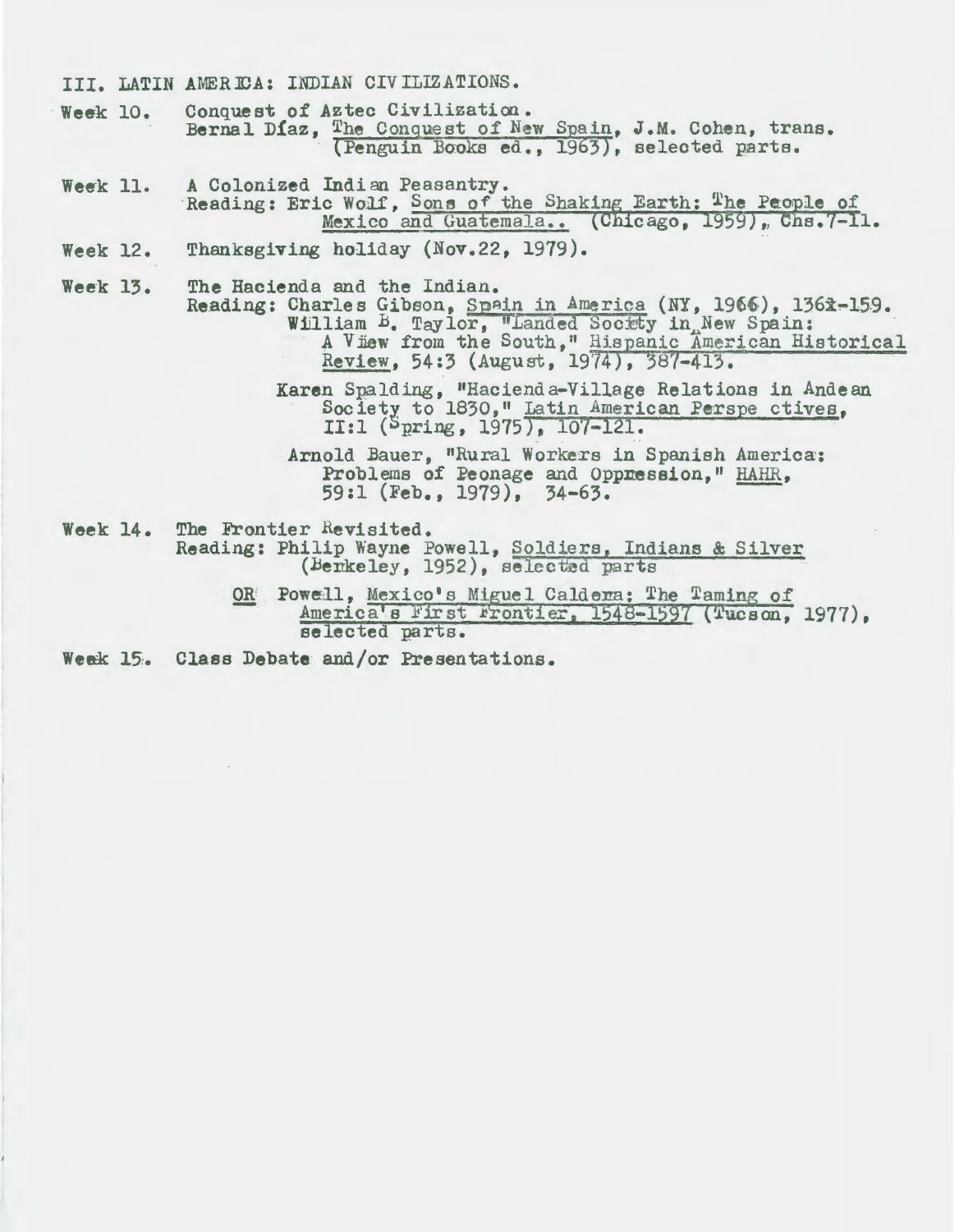III. LATIN AMERICA: INDIAN CIVILIZATIONS.

Week 10. Conquest of Aztec Civilization.
Bernal Díaz, The Conquest of New Spain, J.M. Cohen, trans. (Penguin Books ed., 1963), selected parts.

Week 11. A Colonized Indian Peasantry.
Reading: Eric Wolf, Sons of the Shaking Earth: The People of Mexico and Guatemala.. (Chicago, 1959), Chs.7-11.

Week 12. Thanksgiving holiday (Nov.22, 1979).

Week 13. The Hacienda and the Indian.
Reading: Charles Gibson, Spain in America (NY, 1966), 136-159.
William B. Taylor, "Landed Society in New Spain: A View from the South," Hispanic American Historical Review, 54:3 (August, 1974), 387-413.

Karen Spalding, "Hacienda-Village Relations in Andean Society to 1830," Latin American Perspectives, II:1 (Spring, 1975), 107-121.

Arnold Bauer, "Rural Workers in Spanish America: Problems of Peonage and Oppression," HAHR, 59:1 (Feb., 1979), 34-63.

Week 14. The Frontier Revisited.
Reading: Philip Wayne Powell, Soldiers, Indians & Silver (Berkeley, 1952), selected parts

OR Powell, Mexico's Miguel Caldera: The Taming of America's First Frontier, 1548-1597 (Tucson, 1977), selected parts.

Week 15. Class Debate and/or Presentations.